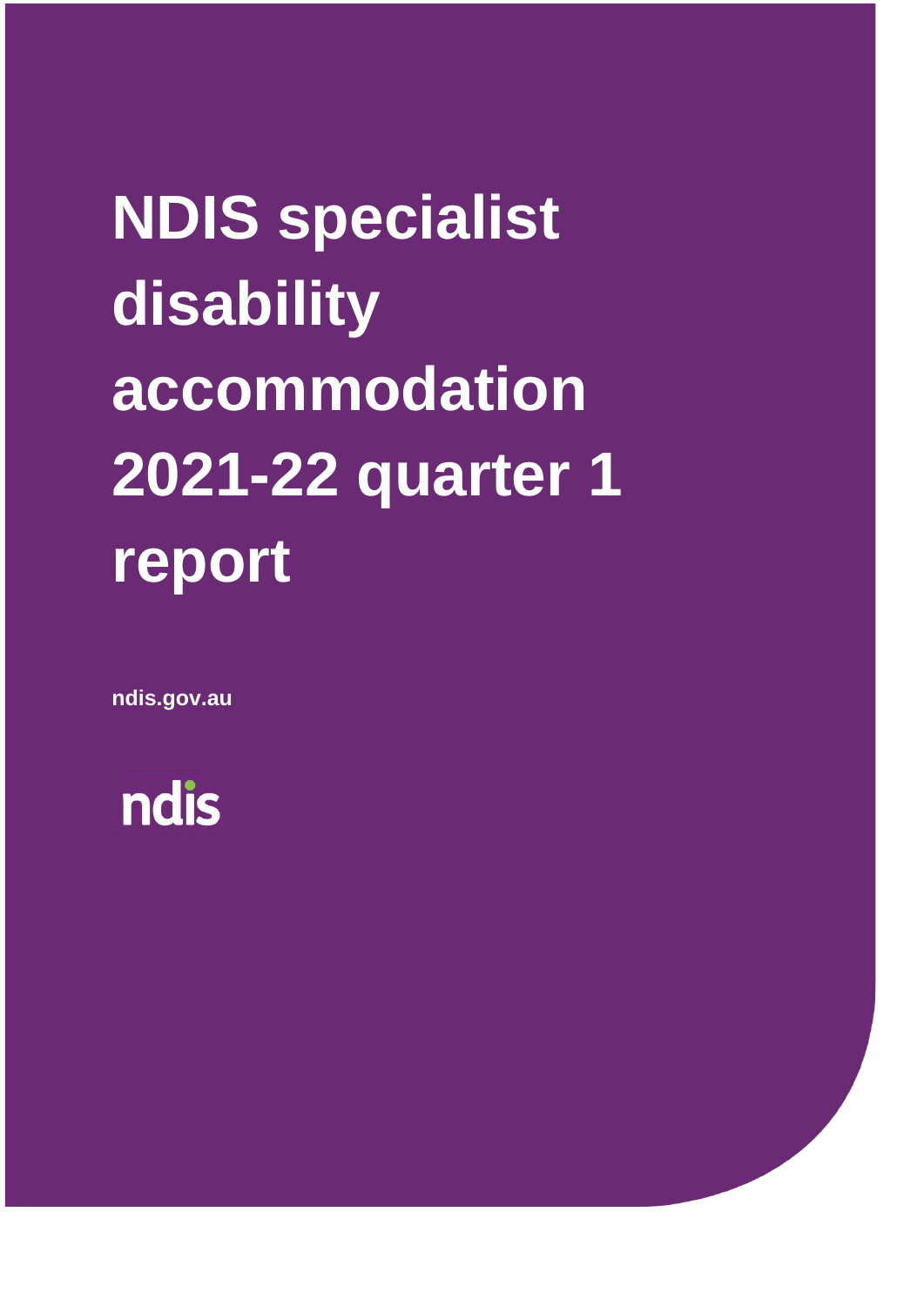# NDIS specialist disability accommodation 2021-22 quarter 1 report

ndis.gov.au

ndis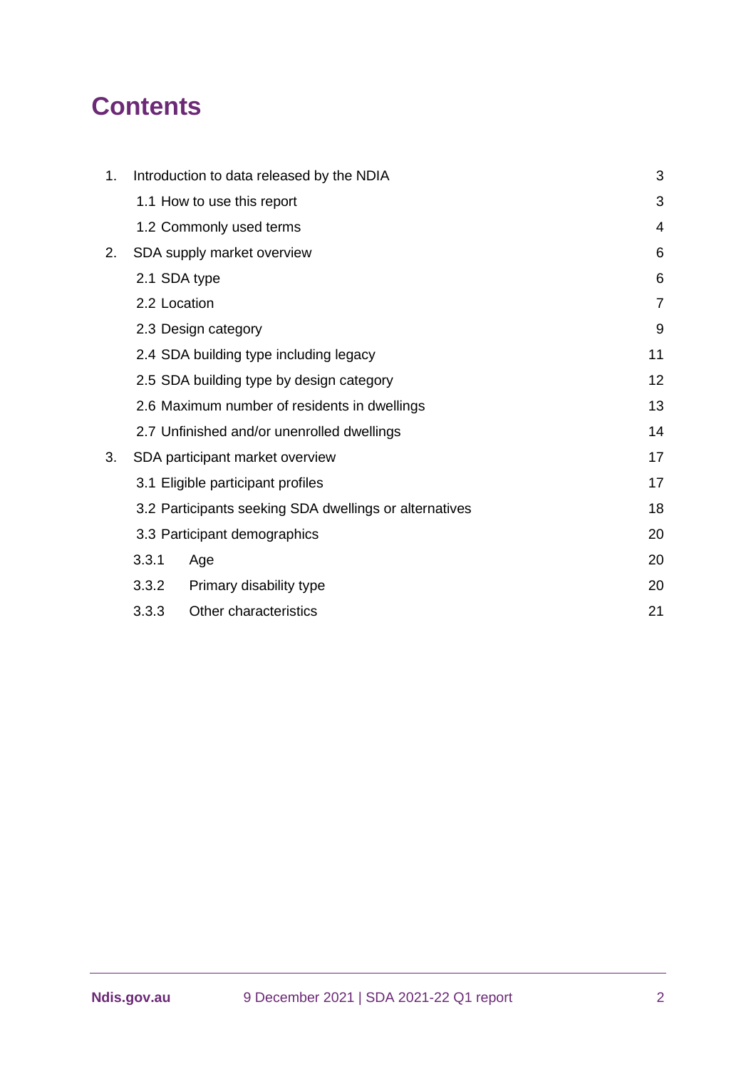# Contents

| | | |
|---|---|---|
| 1. | Introduction to data released by the NDIA | 3 |
| | 1.1 How to use this report | 3 |
| | 1.2 Commonly used terms | 4 |
| 2. | SDA supply market overview | 6 |
| | 2.1 SDA type | 6 |
| | 2.2 Location | 7 |
| | 2.3 Design category | 9 |
| | 2.4 SDA building type including legacy | 11 |
| | 2.5 SDA building type by design category | 12 |
| | 2.6 Maximum number of residents in dwellings | 13 |
| | 2.7 Unfinished and/or unenrolled dwellings | 14 |
| 3. | SDA participant market overview | 17 |
| | 3.1 Eligible participant profiles | 17 |
| | 3.2 Participants seeking SDA dwellings or alternatives | 18 |
| | 3.3 Participant demographics | 20 |
| | 3.3.1 Age | 20 |
| | 3.3.2 Primary disability type | 20 |
| | 3.3.3 Other characteristics | 21 |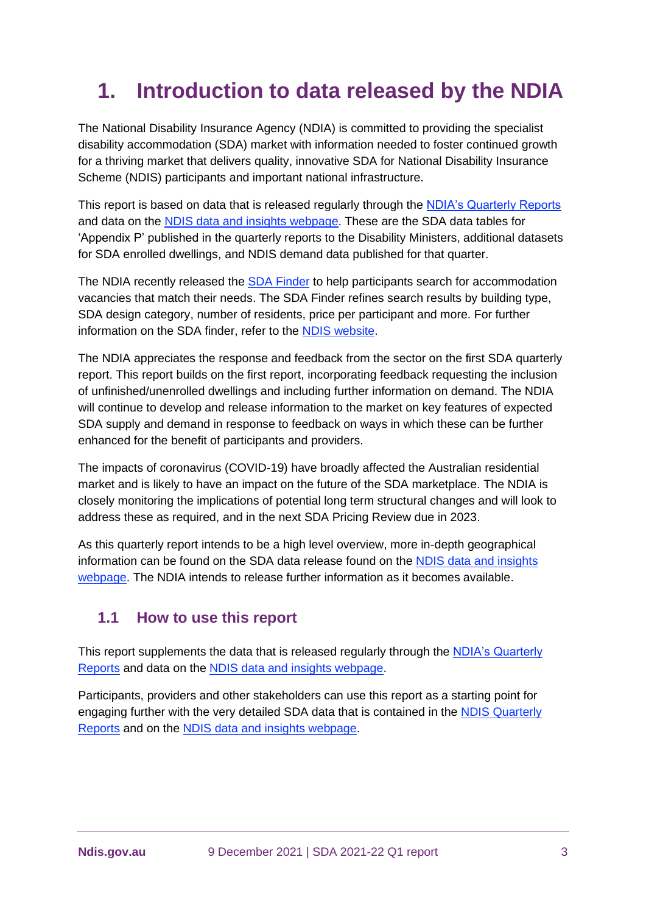# 1. Introduction to data released by the NDIA

The National Disability Insurance Agency (NDIA) is committed to providing the specialist disability accommodation (SDA) market with information needed to foster continued growth for a thriving market that delivers quality, innovative SDA for National Disability Insurance Scheme (NDIS) participants and important national infrastructure.

This report is based on data that is released regularly through the NDIA's Quarterly Reports and data on the NDIS data and insights webpage. These are the SDA data tables for 'Appendix P' published in the quarterly reports to the Disability Ministers, additional datasets for SDA enrolled dwellings, and NDIS demand data published for that quarter.

The NDIA recently released the SDA Finder to help participants search for accommodation vacancies that match their needs. The SDA Finder refines search results by building type, SDA design category, number of residents, price per participant and more. For further information on the SDA finder, refer to the NDIS website.

The NDIA appreciates the response and feedback from the sector on the first SDA quarterly report. This report builds on the first report, incorporating feedback requesting the inclusion of unfinished/unenrolled dwellings and including further information on demand. The NDIA will continue to develop and release information to the market on key features of expected SDA supply and demand in response to feedback on ways in which these can be further enhanced for the benefit of participants and providers.

The impacts of coronavirus (COVID-19) have broadly affected the Australian residential market and is likely to have an impact on the future of the SDA marketplace. The NDIA is closely monitoring the implications of potential long term structural changes and will look to address these as required, and in the next SDA Pricing Review due in 2023.

As this quarterly report intends to be a high level overview, more in-depth geographical information can be found on the SDA data release found on the NDIS data and insights webpage. The NDIA intends to release further information as it becomes available.

## 1.1 How to use this report

This report supplements the data that is released regularly through the NDIA's Quarterly Reports and data on the NDIS data and insights webpage.

Participants, providers and other stakeholders can use this report as a starting point for engaging further with the very detailed SDA data that is contained in the NDIS Quarterly Reports and on the NDIS data and insights webpage.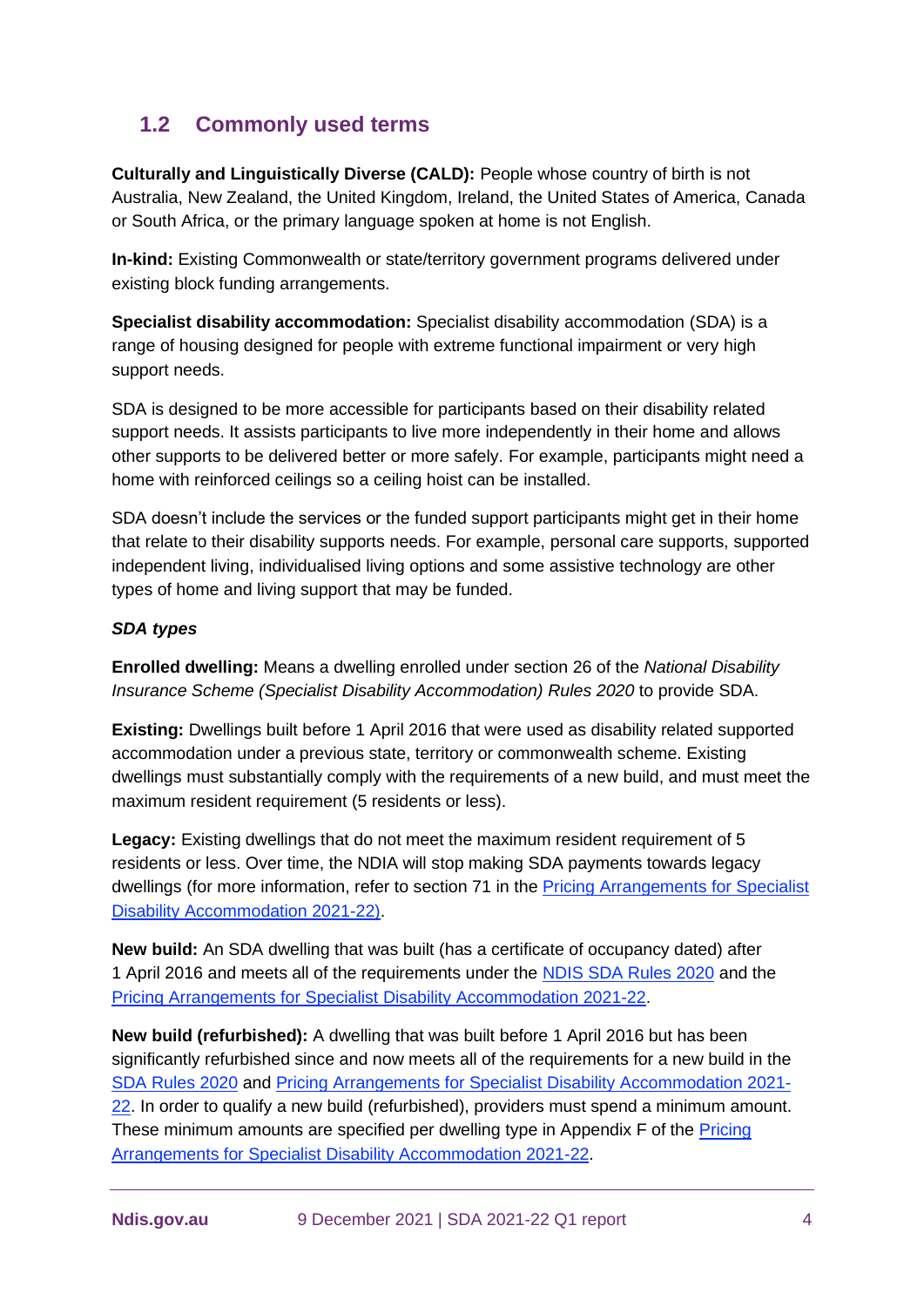## 1.2 Commonly used terms

**Culturally and Linguistically Diverse (CALD):** People whose country of birth is not Australia, New Zealand, the United Kingdom, Ireland, the United States of America, Canada or South Africa, or the primary language spoken at home is not English.

**In-kind:** Existing Commonwealth or state/territory government programs delivered under existing block funding arrangements.

**Specialist disability accommodation:** Specialist disability accommodation (SDA) is a range of housing designed for people with extreme functional impairment or very high support needs.

SDA is designed to be more accessible for participants based on their disability related support needs. It assists participants to live more independently in their home and allows other supports to be delivered better or more safely. For example, participants might need a home with reinforced ceilings so a ceiling hoist can be installed.

SDA doesn't include the services or the funded support participants might get in their home that relate to their disability supports needs. For example, personal care supports, supported independent living, individualised living options and some assistive technology are other types of home and living support that may be funded.

***SDA types***

**Enrolled dwelling:** Means a dwelling enrolled under section 26 of the *National Disability Insurance Scheme (Specialist Disability Accommodation) Rules 2020* to provide SDA.

**Existing:** Dwellings built before 1 April 2016 that were used as disability related supported accommodation under a previous state, territory or commonwealth scheme. Existing dwellings must substantially comply with the requirements of a new build, and must meet the maximum resident requirement (5 residents or less).

**Legacy:** Existing dwellings that do not meet the maximum resident requirement of 5 residents or less. Over time, the NDIA will stop making SDA payments towards legacy dwellings (for more information, refer to section 71 in the Pricing Arrangements for Specialist Disability Accommodation 2021-22).

**New build:** An SDA dwelling that was built (has a certificate of occupancy dated) after 1 April 2016 and meets all of the requirements under the NDIS SDA Rules 2020 and the Pricing Arrangements for Specialist Disability Accommodation 2021-22.

**New build (refurbished):** A dwelling that was built before 1 April 2016 but has been significantly refurbished since and now meets all of the requirements for a new build in the SDA Rules 2020 and Pricing Arrangements for Specialist Disability Accommodation 2021-22. In order to qualify a new build (refurbished), providers must spend a minimum amount. These minimum amounts are specified per dwelling type in Appendix F of the Pricing Arrangements for Specialist Disability Accommodation 2021-22.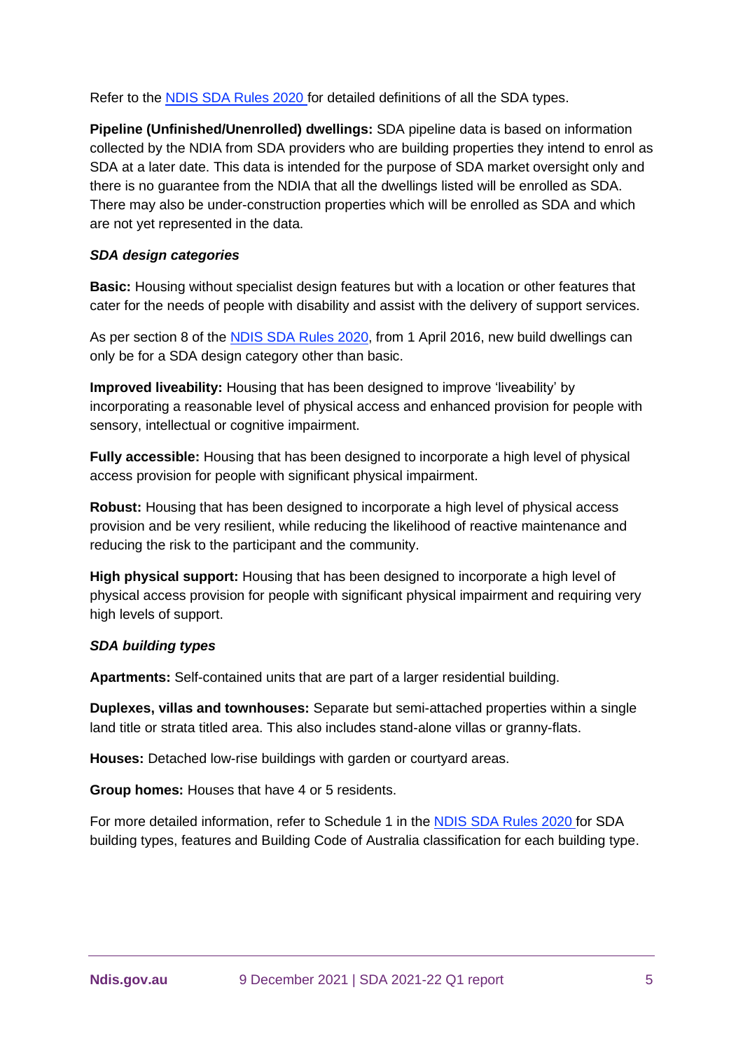Refer to the [NDIS SDA Rules 2020](#) for detailed definitions of all the SDA types.

**Pipeline (Unfinished/Unenrolled) dwellings:** SDA pipeline data is based on information collected by the NDIA from SDA providers who are building properties they intend to enrol as SDA at a later date. This data is intended for the purpose of SDA market oversight only and there is no guarantee from the NDIA that all the dwellings listed will be enrolled as SDA. There may also be under-construction properties which will be enrolled as SDA and which are not yet represented in the data.

***SDA design categories***

**Basic:** Housing without specialist design features but with a location or other features that cater for the needs of people with disability and assist with the delivery of support services.

As per section 8 of the [NDIS SDA Rules 2020](#), from 1 April 2016, new build dwellings can only be for a SDA design category other than basic.

**Improved liveability:** Housing that has been designed to improve 'liveability' by incorporating a reasonable level of physical access and enhanced provision for people with sensory, intellectual or cognitive impairment.

**Fully accessible:** Housing that has been designed to incorporate a high level of physical access provision for people with significant physical impairment.

**Robust:** Housing that has been designed to incorporate a high level of physical access provision and be very resilient, while reducing the likelihood of reactive maintenance and reducing the risk to the participant and the community.

**High physical support:** Housing that has been designed to incorporate a high level of physical access provision for people with significant physical impairment and requiring very high levels of support.

***SDA building types***

**Apartments:** Self-contained units that are part of a larger residential building.

**Duplexes, villas and townhouses:** Separate but semi-attached properties within a single land title or strata titled area. This also includes stand-alone villas or granny-flats.

**Houses:** Detached low-rise buildings with garden or courtyard areas.

**Group homes:** Houses that have 4 or 5 residents.

For more detailed information, refer to Schedule 1 in the [NDIS SDA Rules 2020](#) for SDA building types, features and Building Code of Australia classification for each building type.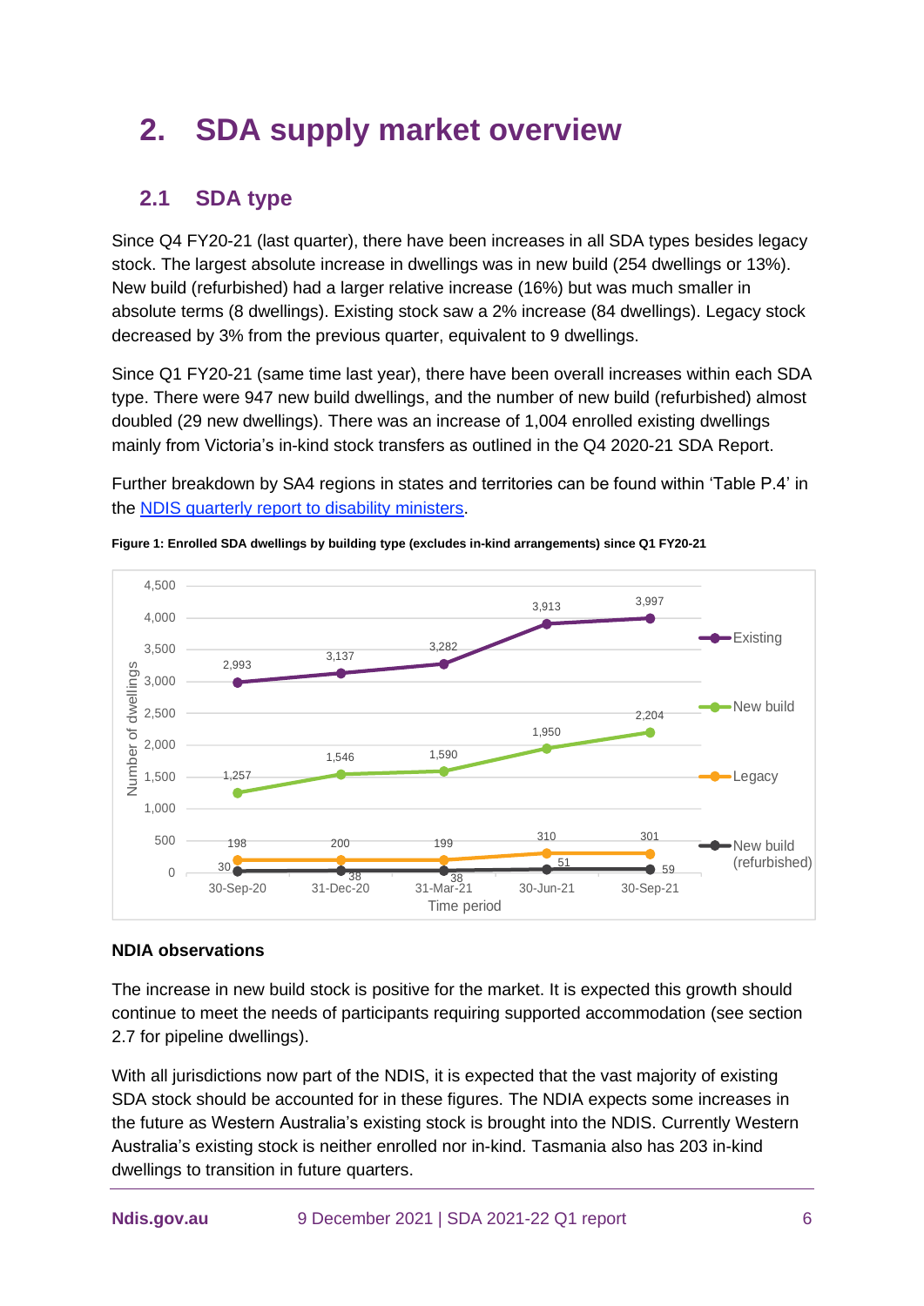# 2. SDA supply market overview

## 2.1 SDA type

Since Q4 FY20-21 (last quarter), there have been increases in all SDA types besides legacy stock. The largest absolute increase in dwellings was in new build (254 dwellings or 13%). New build (refurbished) had a larger relative increase (16%) but was much smaller in absolute terms (8 dwellings). Existing stock saw a 2% increase (84 dwellings). Legacy stock decreased by 3% from the previous quarter, equivalent to 9 dwellings.

Since Q1 FY20-21 (same time last year), there have been overall increases within each SDA type. There were 947 new build dwellings, and the number of new build (refurbished) almost doubled (29 new dwellings). There was an increase of 1,004 enrolled existing dwellings mainly from Victoria's in-kind stock transfers as outlined in the Q4 2020-21 SDA Report.

Further breakdown by SA4 regions in states and territories can be found within 'Table P.4' in the NDIS quarterly report to disability ministers.

**Figure 1: Enrolled SDA dwellings by building type (excludes in-kind arrangements) since Q1 FY20-21**

| Time period | Existing | New build | Legacy | New build (refurbished) |
|---|---|---|---|---|
| 30-Sep-20 | 2,993 | 1,257 | 198 | 30 |
| 31-Dec-20 | 3,137 | 1,546 | 200 | 38 |
| 31-Mar-21 | 3,282 | 1,590 | 199 | 38 |
| 30-Jun-21 | 3,913 | 1,950 | 310 | 51 |
| 30-Sep-21 | 3,997 | 2,204 | 301 | 59 |

**NDIA observations**

The increase in new build stock is positive for the market. It is expected this growth should continue to meet the needs of participants requiring supported accommodation (see section 2.7 for pipeline dwellings).

With all jurisdictions now part of the NDIS, it is expected that the vast majority of existing SDA stock should be accounted for in these figures. The NDIA expects some increases in the future as Western Australia's existing stock is brought into the NDIS. Currently Western Australia's existing stock is neither enrolled nor in-kind. Tasmania also has 203 in-kind dwellings to transition in future quarters.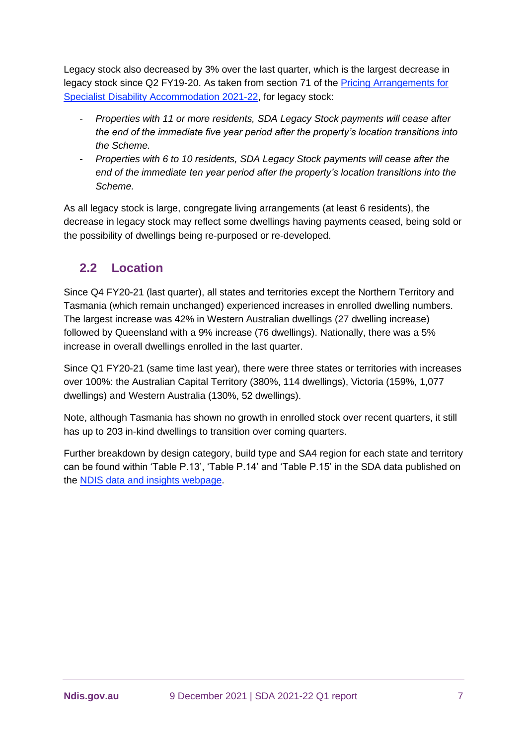Legacy stock also decreased by 3% over the last quarter, which is the largest decrease in legacy stock since Q2 FY19-20. As taken from section 71 of the [Pricing Arrangements for Specialist Disability Accommodation 2021-22](), for legacy stock:

- *Properties with 11 or more residents, SDA Legacy Stock payments will cease after the end of the immediate five year period after the property's location transitions into the Scheme.*
- *Properties with 6 to 10 residents, SDA Legacy Stock payments will cease after the end of the immediate ten year period after the property's location transitions into the Scheme.*

As all legacy stock is large, congregate living arrangements (at least 6 residents), the decrease in legacy stock may reflect some dwellings having payments ceased, being sold or the possibility of dwellings being re-purposed or re-developed.

## 2.2 Location

Since Q4 FY20-21 (last quarter), all states and territories except the Northern Territory and Tasmania (which remain unchanged) experienced increases in enrolled dwelling numbers. The largest increase was 42% in Western Australian dwellings (27 dwelling increase) followed by Queensland with a 9% increase (76 dwellings). Nationally, there was a 5% increase in overall dwellings enrolled in the last quarter.

Since Q1 FY20-21 (same time last year), there were three states or territories with increases over 100%: the Australian Capital Territory (380%, 114 dwellings), Victoria (159%, 1,077 dwellings) and Western Australia (130%, 52 dwellings).

Note, although Tasmania has shown no growth in enrolled stock over recent quarters, it still has up to 203 in-kind dwellings to transition over coming quarters.

Further breakdown by design category, build type and SA4 region for each state and territory can be found within 'Table P.13', 'Table P.14' and 'Table P.15' in the SDA data published on the [NDIS data and insights webpage]().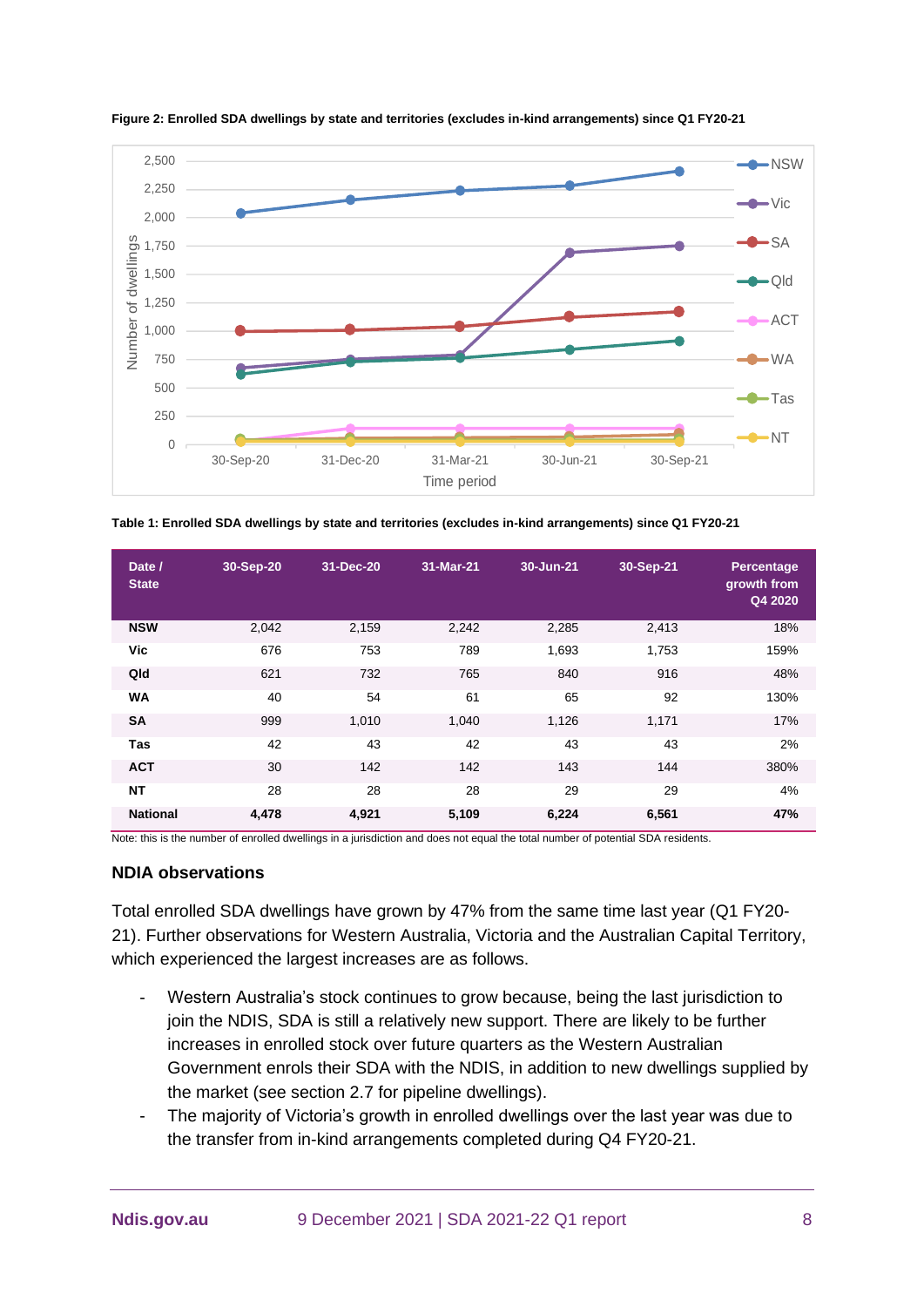**Figure 2: Enrolled SDA dwellings by state and territories (excludes in-kind arrangements) since Q1 FY20-21**

**Table 1: Enrolled SDA dwellings by state and territories (excludes in-kind arrangements) since Q1 FY20-21**

| Date / State | 30-Sep-20 | 31-Dec-20 | 31-Mar-21 | 30-Jun-21 | 30-Sep-21 | Percentage growth from Q4 2020 |
|---|---|---|---|---|---|---|
| **NSW** | 2,042 | 2,159 | 2,242 | 2,285 | 2,413 | 18% |
| **Vic** | 676 | 753 | 789 | 1,693 | 1,753 | 159% |
| **Qld** | 621 | 732 | 765 | 840 | 916 | 48% |
| **WA** | 40 | 54 | 61 | 65 | 92 | 130% |
| **SA** | 999 | 1,010 | 1,040 | 1,126 | 1,171 | 17% |
| **Tas** | 42 | 43 | 42 | 43 | 43 | 2% |
| **ACT** | 30 | 142 | 142 | 143 | 144 | 380% |
| **NT** | 28 | 28 | 28 | 29 | 29 | 4% |
| **National** | **4,478** | **4,921** | **5,109** | **6,224** | **6,561** | **47%** |

Note: this is the number of enrolled dwellings in a jurisdiction and does not equal the total number of potential SDA residents.

### NDIA observations

Total enrolled SDA dwellings have grown by 47% from the same time last year (Q1 FY20-21). Further observations for Western Australia, Victoria and the Australian Capital Territory, which experienced the largest increases are as follows.

- Western Australia's stock continues to grow because, being the last jurisdiction to join the NDIS, SDA is still a relatively new support. There are likely to be further increases in enrolled stock over future quarters as the Western Australian Government enrols their SDA with the NDIS, in addition to new dwellings supplied by the market (see section 2.7 for pipeline dwellings).
- The majority of Victoria's growth in enrolled dwellings over the last year was due to the transfer from in-kind arrangements completed during Q4 FY20-21.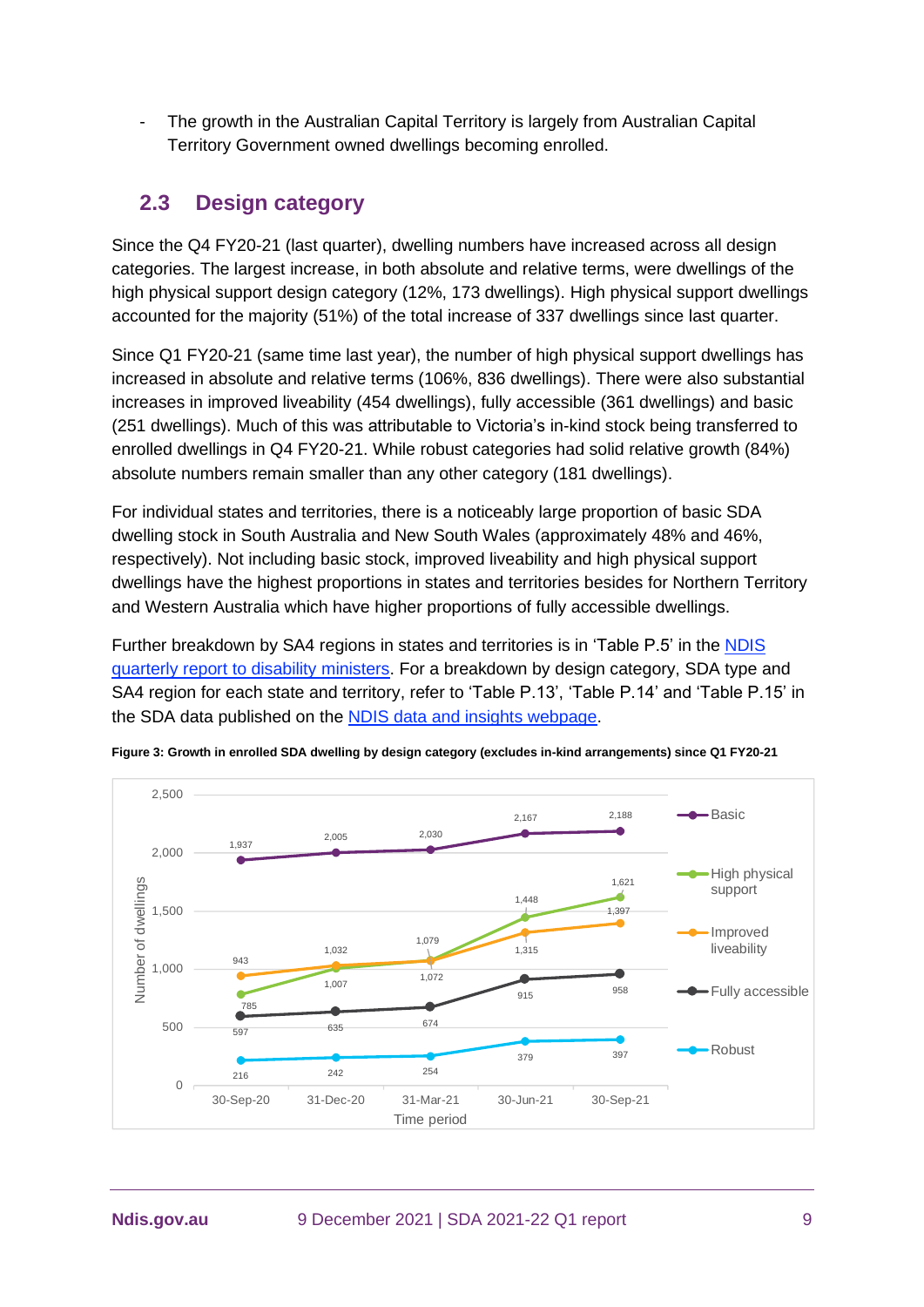- The growth in the Australian Capital Territory is largely from Australian Capital Territory Government owned dwellings becoming enrolled.

## 2.3 Design category

Since the Q4 FY20-21 (last quarter), dwelling numbers have increased across all design categories. The largest increase, in both absolute and relative terms, were dwellings of the high physical support design category (12%, 173 dwellings). High physical support dwellings accounted for the majority (51%) of the total increase of 337 dwellings since last quarter.

Since Q1 FY20-21 (same time last year), the number of high physical support dwellings has increased in absolute and relative terms (106%, 836 dwellings). There were also substantial increases in improved liveability (454 dwellings), fully accessible (361 dwellings) and basic (251 dwellings). Much of this was attributable to Victoria's in-kind stock being transferred to enrolled dwellings in Q4 FY20-21. While robust categories had solid relative growth (84%) absolute numbers remain smaller than any other category (181 dwellings).

For individual states and territories, there is a noticeably large proportion of basic SDA dwelling stock in South Australia and New South Wales (approximately 48% and 46%, respectively). Not including basic stock, improved liveability and high physical support dwellings have the highest proportions in states and territories besides for Northern Territory and Western Australia which have higher proportions of fully accessible dwellings.

Further breakdown by SA4 regions in states and territories is in 'Table P.5' in the NDIS quarterly report to disability ministers. For a breakdown by design category, SDA type and SA4 region for each state and territory, refer to 'Table P.13', 'Table P.14' and 'Table P.15' in the SDA data published on the NDIS data and insights webpage.

**Figure 3: Growth in enrolled SDA dwelling by design category (excludes in-kind arrangements) since Q1 FY20-21**

| Design category | 30-Sep-20 | 31-Dec-20 | 31-Mar-21 | 30-Jun-21 | 30-Sep-21 |
|---|---|---|---|---|---|
| Basic | 1,937 | 2,005 | 2,030 | 2,167 | 2,188 |
| High physical support | 785 | 1,007 | 1,079 | 1,448 | 1,621 |
| Improved liveability | 943 | 1,032 | 1,072 | 1,315 | 1,397 |
| Fully accessible | 597 | 635 | 674 | 915 | 958 |
| Robust | 216 | 242 | 254 | 379 | 397 |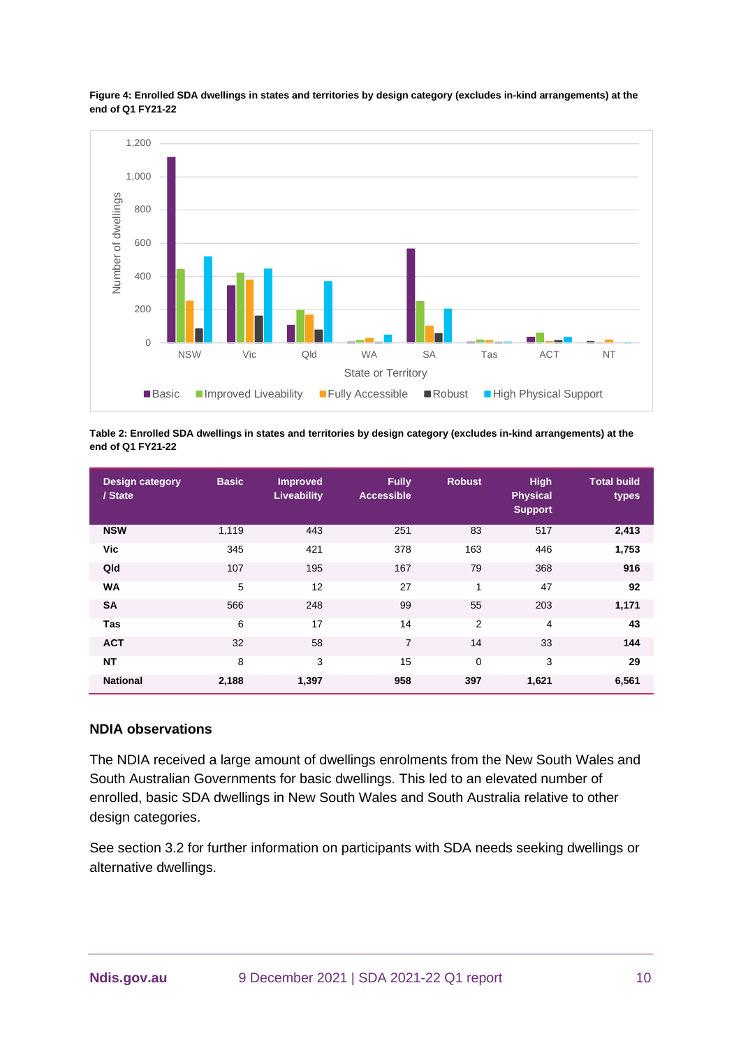**Figure 4: Enrolled SDA dwellings in states and territories by design category (excludes in-kind arrangements) at the end of Q1 FY21-22**

**Table 2: Enrolled SDA dwellings in states and territories by design category (excludes in-kind arrangements) at the end of Q1 FY21-22**

| Design category / State | Basic | Improved Liveability | Fully Accessible | Robust | High Physical Support | Total build types |
|---|---|---|---|---|---|---|
| **NSW** | 1,119 | 443 | 251 | 83 | 517 | **2,413** |
| **Vic** | 345 | 421 | 378 | 163 | 446 | **1,753** |
| **Qld** | 107 | 195 | 167 | 79 | 368 | **916** |
| **WA** | 5 | 12 | 27 | 1 | 47 | **92** |
| **SA** | 566 | 248 | 99 | 55 | 203 | **1,171** |
| **Tas** | 6 | 17 | 14 | 2 | 4 | **43** |
| **ACT** | 32 | 58 | 7 | 14 | 33 | **144** |
| **NT** | 8 | 3 | 15 | 0 | 3 | **29** |
| **National** | **2,188** | **1,397** | **958** | **397** | **1,621** | **6,561** |

### NDIA observations

The NDIA received a large amount of dwellings enrolments from the New South Wales and South Australian Governments for basic dwellings. This led to an elevated number of enrolled, basic SDA dwellings in New South Wales and South Australia relative to other design categories.

See section 3.2 for further information on participants with SDA needs seeking dwellings or alternative dwellings.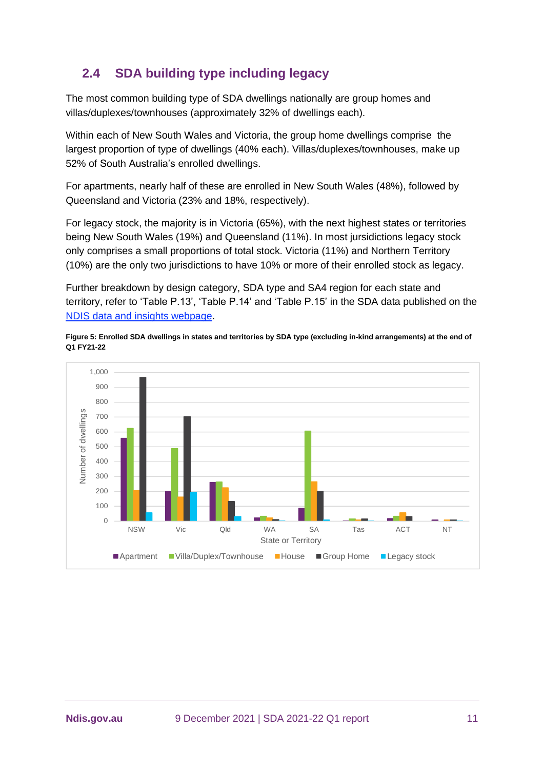## 2.4 SDA building type including legacy

The most common building type of SDA dwellings nationally are group homes and villas/duplexes/townhouses (approximately 32% of dwellings each).

Within each of New South Wales and Victoria, the group home dwellings comprise the largest proportion of type of dwellings (40% each). Villas/duplexes/townhouses, make up 52% of South Australia's enrolled dwellings.

For apartments, nearly half of these are enrolled in New South Wales (48%), followed by Queensland and Victoria (23% and 18%, respectively).

For legacy stock, the majority is in Victoria (65%), with the next highest states or territories being New South Wales (19%) and Queensland (11%). In most jursidictions legacy stock only comprises a small proportions of total stock. Victoria (11%) and Northern Territory (10%) are the only two jurisdictions to have 10% or more of their enrolled stock as legacy.

Further breakdown by design category, SDA type and SA4 region for each state and territory, refer to 'Table P.13', 'Table P.14' and 'Table P.15' in the SDA data published on the [NDIS data and insights webpage](https://data.ndis.gov.au/).

**Figure 5: Enrolled SDA dwellings in states and territories by SDA type (excluding in-kind arrangements) at the end of Q1 FY21-22**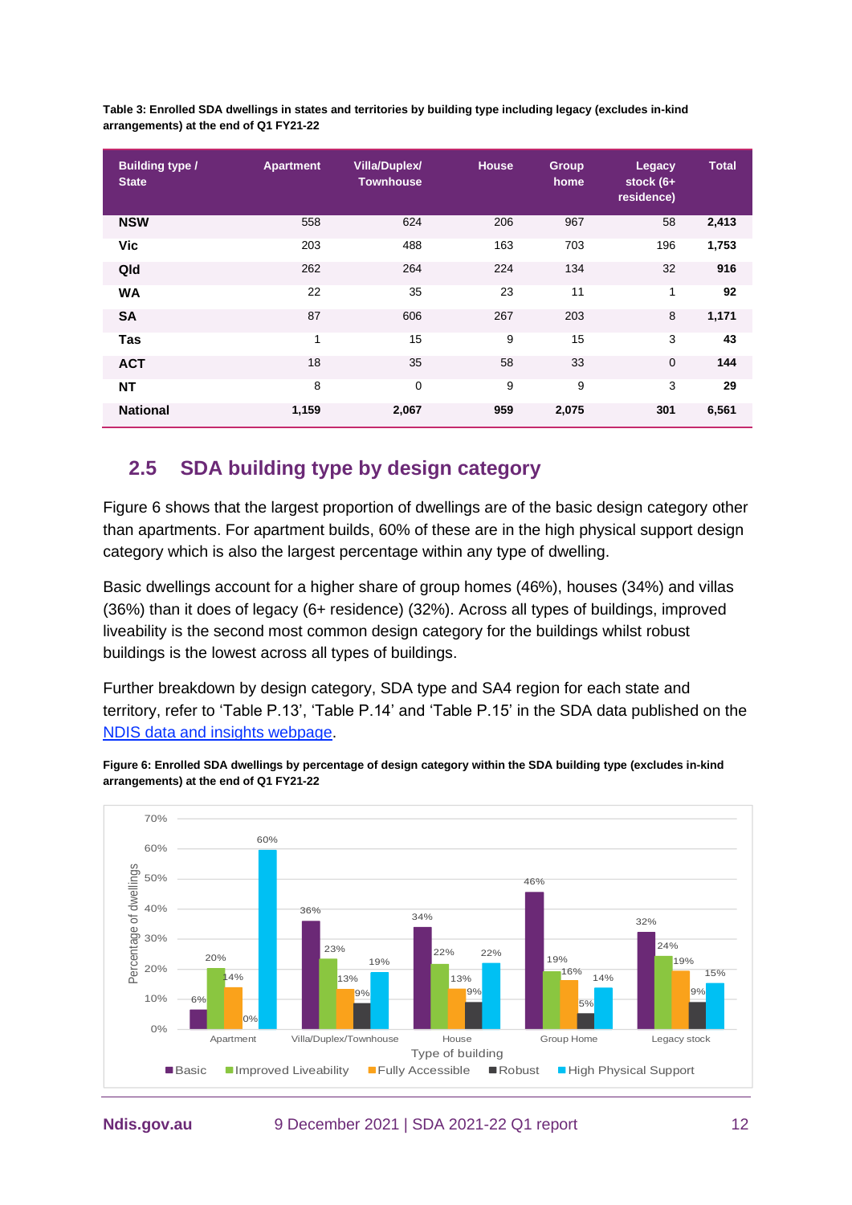**Table 3: Enrolled SDA dwellings in states and territories by building type including legacy (excludes in-kind arrangements) at the end of Q1 FY21-22**

| Building type / State | Apartment | Villa/Duplex/ Townhouse | House | Group home | Legacy stock (6+ residence) | Total |
|---|---|---|---|---|---|---|
| **NSW** | 558 | 624 | 206 | 967 | 58 | **2,413** |
| **Vic** | 203 | 488 | 163 | 703 | 196 | **1,753** |
| **Qld** | 262 | 264 | 224 | 134 | 32 | **916** |
| **WA** | 22 | 35 | 23 | 11 | 1 | **92** |
| **SA** | 87 | 606 | 267 | 203 | 8 | **1,171** |
| **Tas** | 1 | 15 | 9 | 15 | 3 | **43** |
| **ACT** | 18 | 35 | 58 | 33 | 0 | **144** |
| **NT** | 8 | 0 | 9 | 9 | 3 | **29** |
| **National** | **1,159** | **2,067** | **959** | **2,075** | **301** | **6,561** |

## 2.5 SDA building type by design category

Figure 6 shows that the largest proportion of dwellings are of the basic design category other than apartments. For apartment builds, 60% of these are in the high physical support design category which is also the largest percentage within any type of dwelling.

Basic dwellings account for a higher share of group homes (46%), houses (34%) and villas (36%) than it does of legacy (6+ residence) (32%). Across all types of buildings, improved liveability is the second most common design category for the buildings whilst robust buildings is the lowest across all types of buildings.

Further breakdown by design category, SDA type and SA4 region for each state and territory, refer to 'Table P.13', 'Table P.14' and 'Table P.15' in the SDA data published on the [NDIS data and insights webpage](NDIS data and insights webpage).

**Figure 6: Enrolled SDA dwellings by percentage of design category within the SDA building type (excludes in-kind arrangements) at the end of Q1 FY21-22**

| Type of building | Basic | Improved Liveability | Fully Accessible | Robust | High Physical Support |
|---|---|---|---|---|---|
| Apartment | 6% | 20% | 14% | 0% | 60% |
| Villa/Duplex/Townhouse | 36% | 23% | 13% | 9% | 19% |
| House | 34% | 22% | 13% | 9% | 22% |
| Group Home | 46% | 19% | 16% | 5% | 14% |
| Legacy stock | 32% | 24% | 19% | 9% | 15% |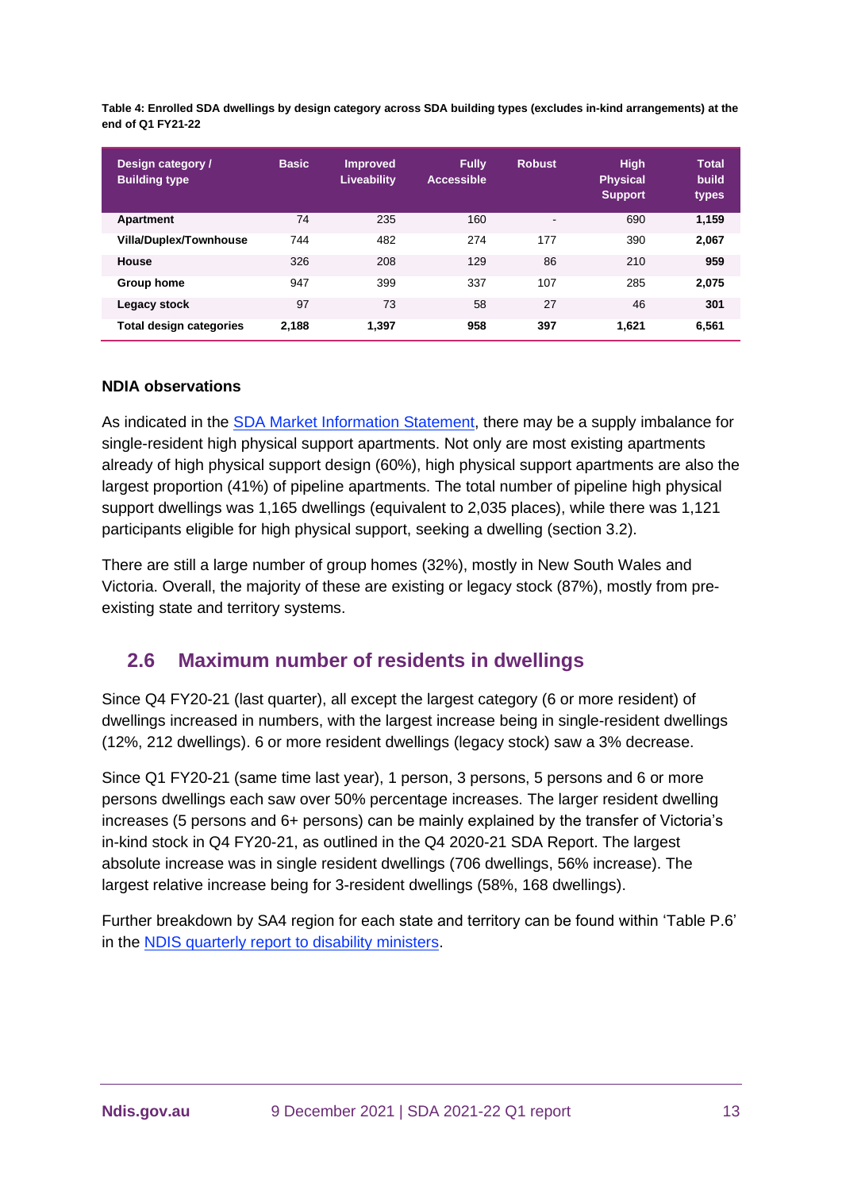**Table 4: Enrolled SDA dwellings by design category across SDA building types (excludes in-kind arrangements) at the end of Q1 FY21-22**

| Design category / Building type | Basic | Improved Liveability | Fully Accessible | Robust | High Physical Support | Total build types |
|---|---|---|---|---|---|---|
| **Apartment** | 74 | 235 | 160 | - | 690 | **1,159** |
| **Villa/Duplex/Townhouse** | 744 | 482 | 274 | 177 | 390 | **2,067** |
| **House** | 326 | 208 | 129 | 86 | 210 | **959** |
| **Group home** | 947 | 399 | 337 | 107 | 285 | **2,075** |
| **Legacy stock** | 97 | 73 | 58 | 27 | 46 | **301** |
| **Total design categories** | **2,188** | **1,397** | **958** | **397** | **1,621** | **6,561** |

### NDIA observations

As indicated in the SDA Market Information Statement, there may be a supply imbalance for single-resident high physical support apartments. Not only are most existing apartments already of high physical support design (60%), high physical support apartments are also the largest proportion (41%) of pipeline apartments. The total number of pipeline high physical support dwellings was 1,165 dwellings (equivalent to 2,035 places), while there was 1,121 participants eligible for high physical support, seeking a dwelling (section 3.2).

There are still a large number of group homes (32%), mostly in New South Wales and Victoria. Overall, the majority of these are existing or legacy stock (87%), mostly from pre-existing state and territory systems.

## 2.6 Maximum number of residents in dwellings

Since Q4 FY20-21 (last quarter), all except the largest category (6 or more resident) of dwellings increased in numbers, with the largest increase being in single-resident dwellings (12%, 212 dwellings). 6 or more resident dwellings (legacy stock) saw a 3% decrease.

Since Q1 FY20-21 (same time last year), 1 person, 3 persons, 5 persons and 6 or more persons dwellings each saw over 50% percentage increases. The larger resident dwelling increases (5 persons and 6+ persons) can be mainly explained by the transfer of Victoria's in-kind stock in Q4 FY20-21, as outlined in the Q4 2020-21 SDA Report. The largest absolute increase was in single resident dwellings (706 dwellings, 56% increase). The largest relative increase being for 3-resident dwellings (58%, 168 dwellings).

Further breakdown by SA4 region for each state and territory can be found within 'Table P.6' in the NDIS quarterly report to disability ministers.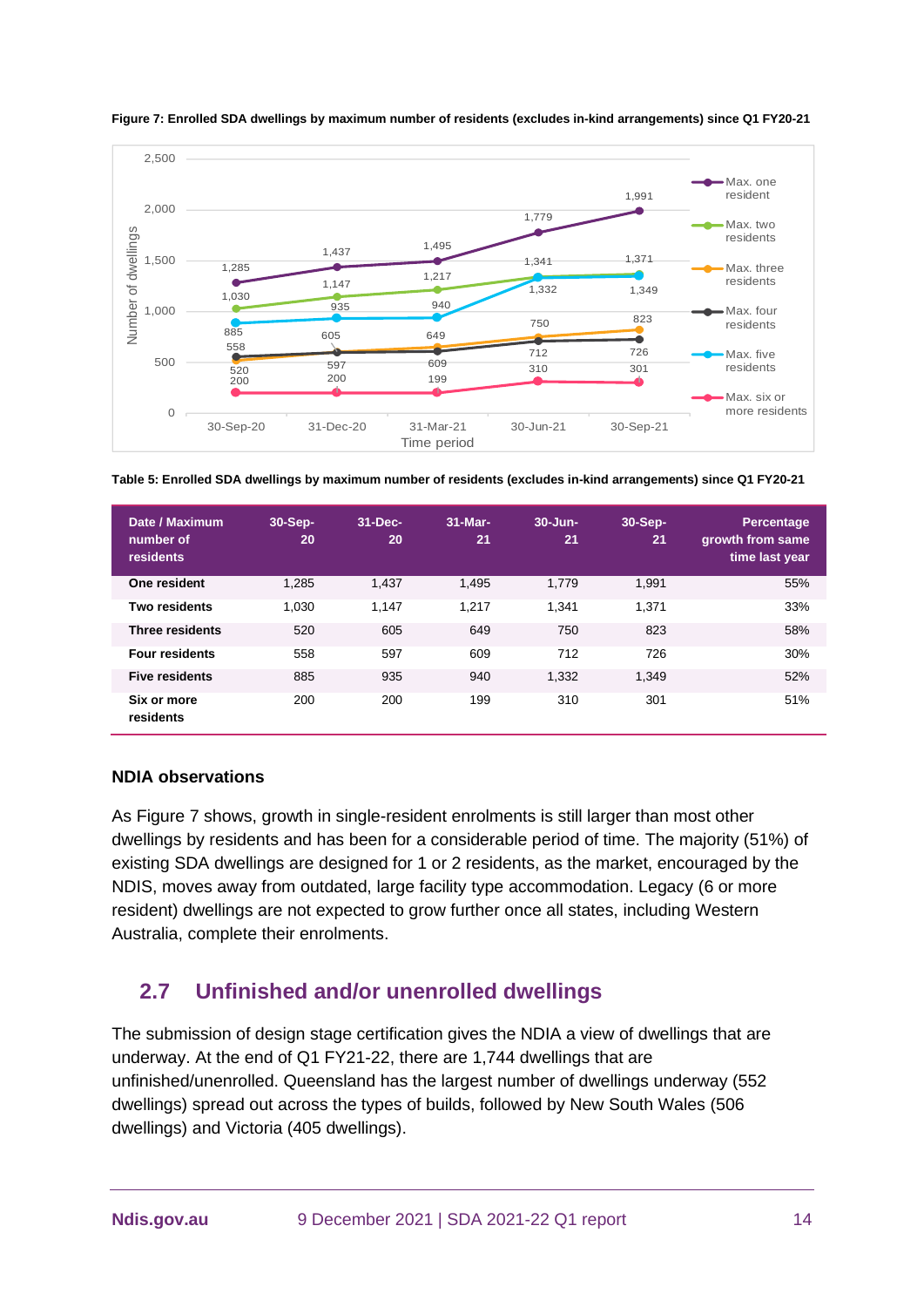**Figure 7: Enrolled SDA dwellings by maximum number of residents (excludes in-kind arrangements) since Q1 FY20-21**

**Table 5: Enrolled SDA dwellings by maximum number of residents (excludes in-kind arrangements) since Q1 FY20-21**

| Date / Maximum number of residents | 30-Sep-20 | 31-Dec-20 | 31-Mar-21 | 30-Jun-21 | 30-Sep-21 | Percentage growth from same time last year |
|---|---|---|---|---|---|---|
| **One resident** | 1,285 | 1,437 | 1,495 | 1,779 | 1,991 | 55% |
| **Two residents** | 1,030 | 1,147 | 1,217 | 1,341 | 1,371 | 33% |
| **Three residents** | 520 | 605 | 649 | 750 | 823 | 58% |
| **Four residents** | 558 | 597 | 609 | 712 | 726 | 30% |
| **Five residents** | 885 | 935 | 940 | 1,332 | 1,349 | 52% |
| **Six or more residents** | 200 | 200 | 199 | 310 | 301 | 51% |

### NDIA observations

As Figure 7 shows, growth in single-resident enrolments is still larger than most other dwellings by residents and has been for a considerable period of time. The majority (51%) of existing SDA dwellings are designed for 1 or 2 residents, as the market, encouraged by the NDIS, moves away from outdated, large facility type accommodation. Legacy (6 or more resident) dwellings are not expected to grow further once all states, including Western Australia, complete their enrolments.

## 2.7 Unfinished and/or unenrolled dwellings

The submission of design stage certification gives the NDIA a view of dwellings that are underway. At the end of Q1 FY21-22, there are 1,744 dwellings that are unfinished/unenrolled. Queensland has the largest number of dwellings underway (552 dwellings) spread out across the types of builds, followed by New South Wales (506 dwellings) and Victoria (405 dwellings).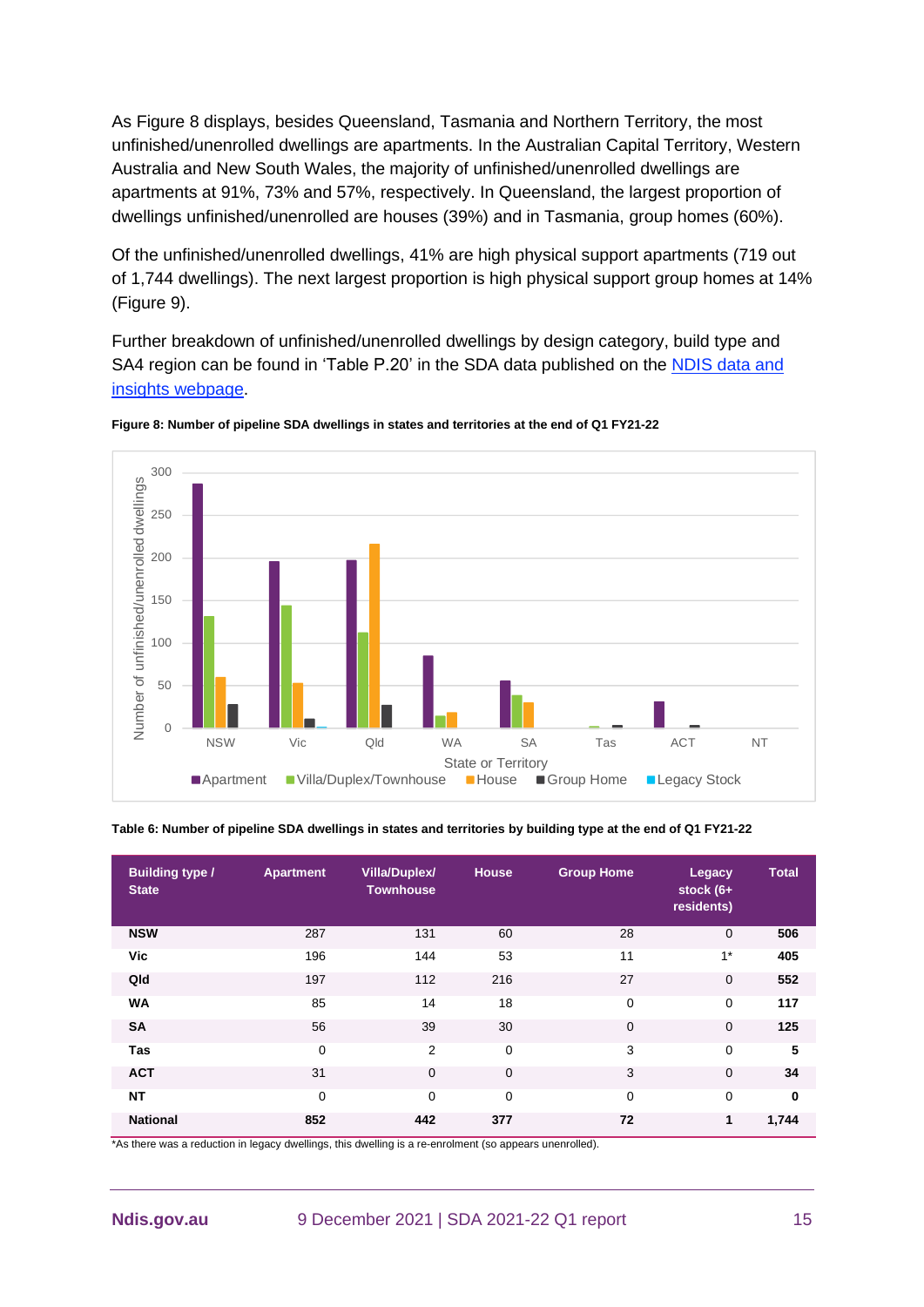As Figure 8 displays, besides Queensland, Tasmania and Northern Territory, the most unfinished/unenrolled dwellings are apartments. In the Australian Capital Territory, Western Australia and New South Wales, the majority of unfinished/unenrolled dwellings are apartments at 91%, 73% and 57%, respectively. In Queensland, the largest proportion of dwellings unfinished/unenrolled are houses (39%) and in Tasmania, group homes (60%).

Of the unfinished/unenrolled dwellings, 41% are high physical support apartments (719 out of 1,744 dwellings). The next largest proportion is high physical support group homes at 14% (Figure 9).

Further breakdown of unfinished/unenrolled dwellings by design category, build type and SA4 region can be found in 'Table P.20' in the SDA data published on the [NDIS data and insights webpage](#).

**Figure 8: Number of pipeline SDA dwellings in states and territories at the end of Q1 FY21-22**

**Table 6: Number of pipeline SDA dwellings in states and territories by building type at the end of Q1 FY21-22**

| Building type / State | Apartment | Villa/Duplex/ Townhouse | House | Group Home | Legacy stock (6+ residents) | Total |
|---|---|---|---|---|---|---|
| **NSW** | 287 | 131 | 60 | 28 | 0 | **506** |
| **Vic** | 196 | 144 | 53 | 11 | 1* | **405** |
| **Qld** | 197 | 112 | 216 | 27 | 0 | **552** |
| **WA** | 85 | 14 | 18 | 0 | 0 | **117** |
| **SA** | 56 | 39 | 30 | 0 | 0 | **125** |
| **Tas** | 0 | 2 | 0 | 3 | 0 | **5** |
| **ACT** | 31 | 0 | 0 | 3 | 0 | **34** |
| **NT** | 0 | 0 | 0 | 0 | 0 | **0** |
| **National** | **852** | **442** | **377** | **72** | **1** | **1,744** |

*As there was a reduction in legacy dwellings, this dwelling is a re-enrolment (so appears unenrolled).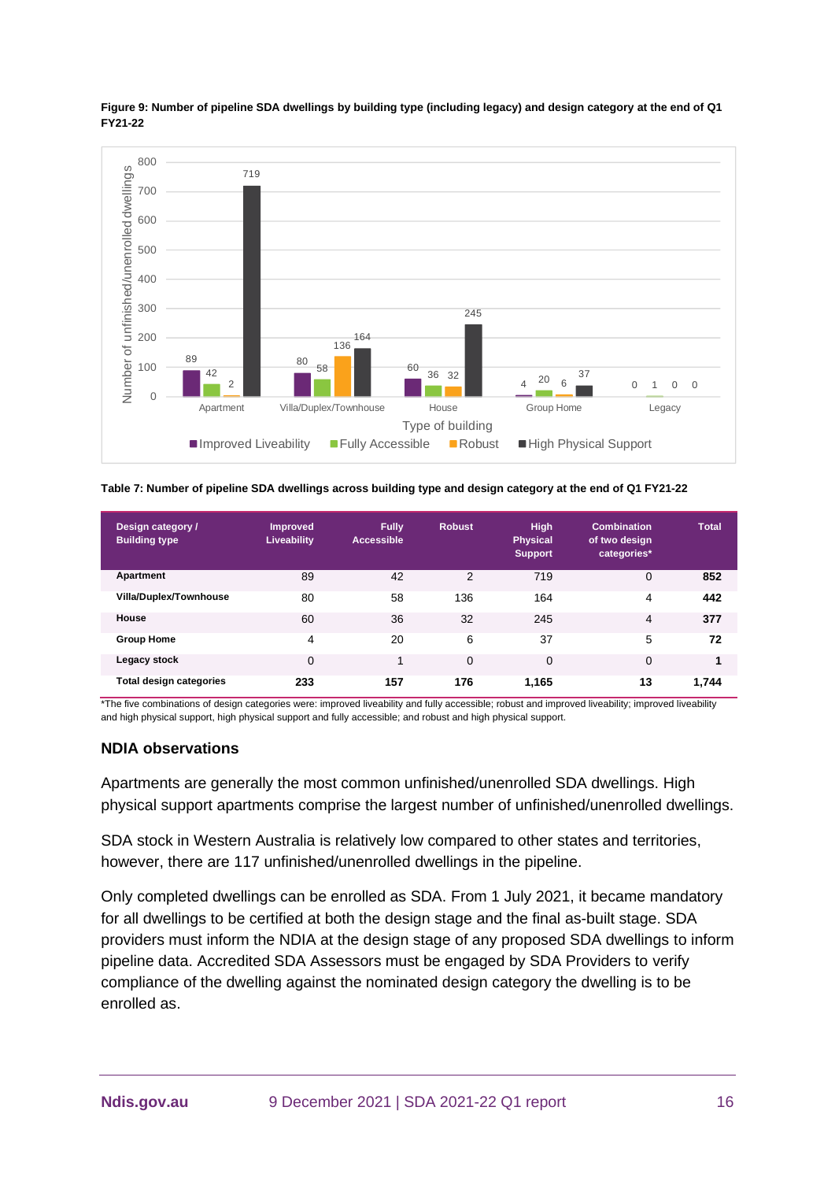**Figure 9: Number of pipeline SDA dwellings by building type (including legacy) and design category at the end of Q1 FY21-22**

**Table 7: Number of pipeline SDA dwellings across building type and design category at the end of Q1 FY21-22**

| Design category / Building type | Improved Liveability | Fully Accessible | Robust | High Physical Support | Combination of two design categories* | Total |
|---|---|---|---|---|---|---|
| **Apartment** | 89 | 42 | 2 | 719 | 0 | **852** |
| **Villa/Duplex/Townhouse** | 80 | 58 | 136 | 164 | 4 | **442** |
| **House** | 60 | 36 | 32 | 245 | 4 | **377** |
| **Group Home** | 4 | 20 | 6 | 37 | 5 | **72** |
| **Legacy stock** | 0 | 1 | 0 | 0 | 0 | **1** |
| **Total design categories** | **233** | **157** | **176** | **1,165** | **13** | **1,744** |

*The five combinations of design categories were: improved liveability and fully accessible; robust and improved liveability; improved liveability and high physical support, high physical support and fully accessible; and robust and high physical support.

### NDIA observations

Apartments are generally the most common unfinished/unenrolled SDA dwellings. High physical support apartments comprise the largest number of unfinished/unenrolled dwellings.

SDA stock in Western Australia is relatively low compared to other states and territories, however, there are 117 unfinished/unenrolled dwellings in the pipeline.

Only completed dwellings can be enrolled as SDA. From 1 July 2021, it became mandatory for all dwellings to be certified at both the design stage and the final as-built stage. SDA providers must inform the NDIA at the design stage of any proposed SDA dwellings to inform pipeline data. Accredited SDA Assessors must be engaged by SDA Providers to verify compliance of the dwelling against the nominated design category the dwelling is to be enrolled as.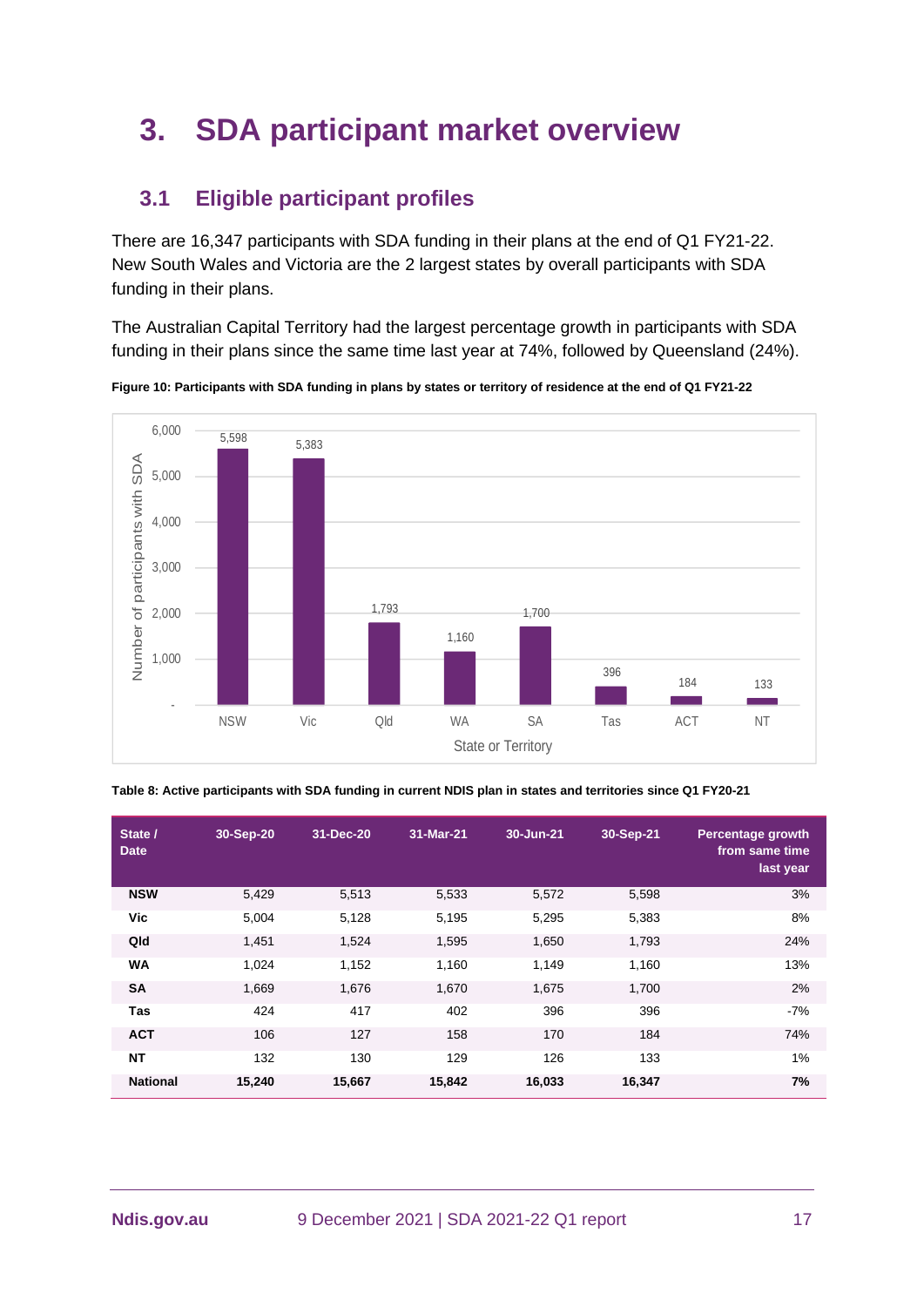# 3. SDA participant market overview

## 3.1 Eligible participant profiles

There are 16,347 participants with SDA funding in their plans at the end of Q1 FY21-22. New South Wales and Victoria are the 2 largest states by overall participants with SDA funding in their plans.

The Australian Capital Territory had the largest percentage growth in participants with SDA funding in their plans since the same time last year at 74%, followed by Queensland (24%).

**Figure 10: Participants with SDA funding in plans by states or territory of residence at the end of Q1 FY21-22**

| State or Territory | Number of participants with SDA |
|---|---|
| NSW | 5,598 |
| Vic | 5,383 |
| Qld | 1,793 |
| WA | 1,160 |
| SA | 1,700 |
| Tas | 396 |
| ACT | 184 |
| NT | 133 |

**Table 8: Active participants with SDA funding in current NDIS plan in states and territories since Q1 FY20-21**

| State / Date | 30-Sep-20 | 31-Dec-20 | 31-Mar-21 | 30-Jun-21 | 30-Sep-21 | Percentage growth from same time last year |
|---|---|---|---|---|---|---|
| **NSW** | 5,429 | 5,513 | 5,533 | 5,572 | 5,598 | 3% |
| **Vic** | 5,004 | 5,128 | 5,195 | 5,295 | 5,383 | 8% |
| **Qld** | 1,451 | 1,524 | 1,595 | 1,650 | 1,793 | 24% |
| **WA** | 1,024 | 1,152 | 1,160 | 1,149 | 1,160 | 13% |
| **SA** | 1,669 | 1,676 | 1,670 | 1,675 | 1,700 | 2% |
| **Tas** | 424 | 417 | 402 | 396 | 396 | -7% |
| **ACT** | 106 | 127 | 158 | 170 | 184 | 74% |
| **NT** | 132 | 130 | 129 | 126 | 133 | 1% |
| **National** | **15,240** | **15,667** | **15,842** | **16,033** | **16,347** | **7%** |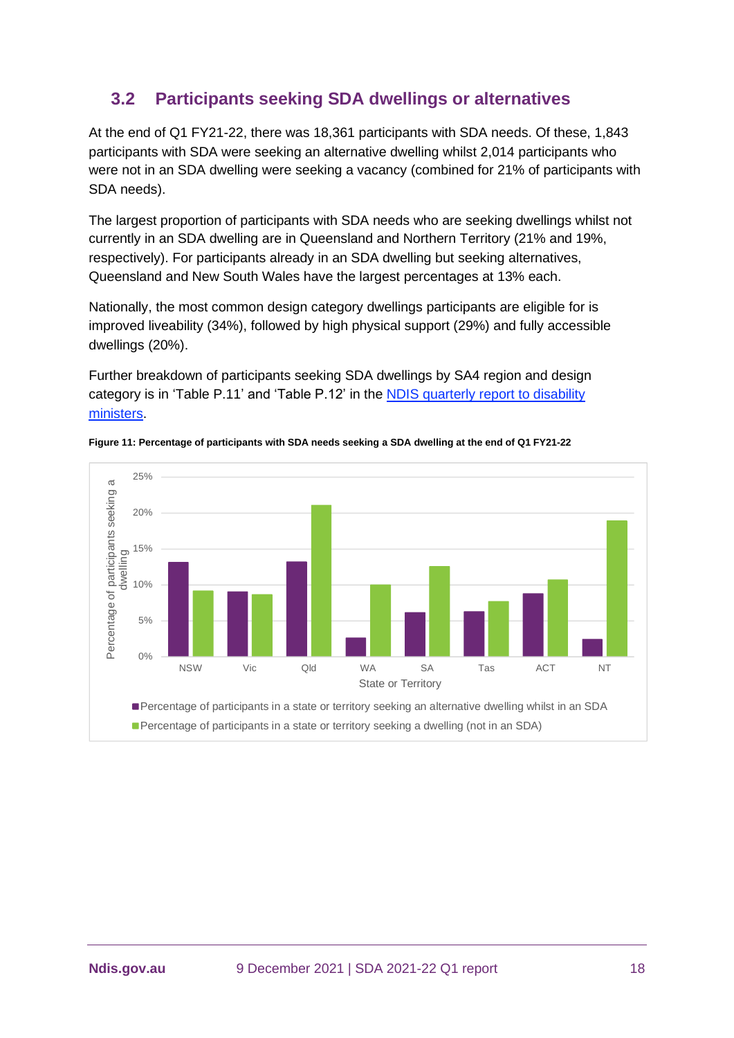## 3.2 Participants seeking SDA dwellings or alternatives

At the end of Q1 FY21-22, there was 18,361 participants with SDA needs. Of these, 1,843 participants with SDA were seeking an alternative dwelling whilst 2,014 participants who were not in an SDA dwelling were seeking a vacancy (combined for 21% of participants with SDA needs).

The largest proportion of participants with SDA needs who are seeking dwellings whilst not currently in an SDA dwelling are in Queensland and Northern Territory (21% and 19%, respectively). For participants already in an SDA dwelling but seeking alternatives, Queensland and New South Wales have the largest percentages at 13% each.

Nationally, the most common design category dwellings participants are eligible for is improved liveability (34%), followed by high physical support (29%) and fully accessible dwellings (20%).

Further breakdown of participants seeking SDA dwellings by SA4 region and design category is in 'Table P.11' and 'Table P.12' in the [NDIS quarterly report to disability ministers](NDIS quarterly report to disability ministers).

**Figure 11: Percentage of participants with SDA needs seeking a SDA dwelling at the end of Q1 FY21-22**

| State or Territory | Percentage of participants in a state or territory seeking an alternative dwelling whilst in an SDA | Percentage of participants in a state or territory seeking a dwelling (not in an SDA) |
|---|---|---|
| NSW | ~13% | ~9% |
| Vic | ~9% | ~9% |
| Qld | ~13% | ~21% |
| WA | ~3% | ~10% |
| SA | ~6% | ~13% |
| Tas | ~6% | ~8% |
| ACT | ~9% | ~11% |
| NT | ~2% | ~19% |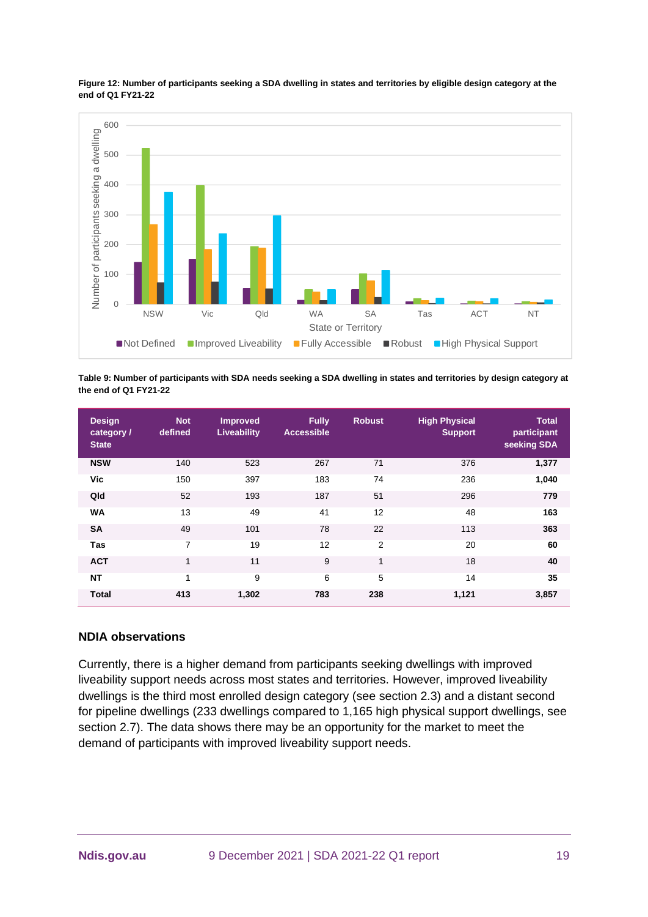**Figure 12: Number of participants seeking a SDA dwelling in states and territories by eligible design category at the end of Q1 FY21-22**

**Table 9: Number of participants with SDA needs seeking a SDA dwelling in states and territories by design category at the end of Q1 FY21-22**

| Design category / State | Not defined | Improved Liveability | Fully Accessible | Robust | High Physical Support | Total participant seeking SDA |
|---|---|---|---|---|---|---|
| **NSW** | 140 | 523 | 267 | 71 | 376 | **1,377** |
| **Vic** | 150 | 397 | 183 | 74 | 236 | **1,040** |
| **Qld** | 52 | 193 | 187 | 51 | 296 | **779** |
| **WA** | 13 | 49 | 41 | 12 | 48 | **163** |
| **SA** | 49 | 101 | 78 | 22 | 113 | **363** |
| **Tas** | 7 | 19 | 12 | 2 | 20 | **60** |
| **ACT** | 1 | 11 | 9 | 1 | 18 | **40** |
| **NT** | 1 | 9 | 6 | 5 | 14 | **35** |
| **Total** | **413** | **1,302** | **783** | **238** | **1,121** | **3,857** |

### NDIA observations

Currently, there is a higher demand from participants seeking dwellings with improved liveability support needs across most states and territories. However, improved liveability dwellings is the third most enrolled design category (see section 2.3) and a distant second for pipeline dwellings (233 dwellings compared to 1,165 high physical support dwellings, see section 2.7). The data shows there may be an opportunity for the market to meet the demand of participants with improved liveability support needs.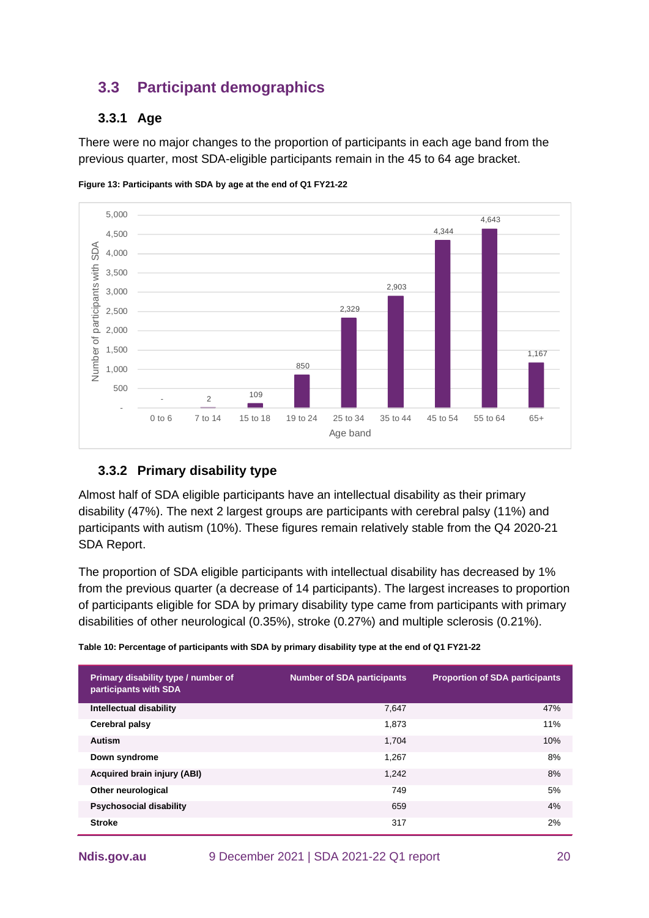## 3.3 Participant demographics

### 3.3.1 Age

There were no major changes to the proportion of participants in each age band from the previous quarter, most SDA-eligible participants remain in the 45 to 64 age bracket.

**Figure 13: Participants with SDA by age at the end of Q1 FY21-22**

| Age band | Number of participants with SDA |
|---|---|
| 0 to 6 | - |
| 7 to 14 | 2 |
| 15 to 18 | 109 |
| 19 to 24 | 850 |
| 25 to 34 | 2,329 |
| 35 to 44 | 2,903 |
| 45 to 54 | 4,344 |
| 55 to 64 | 4,643 |
| 65+ | 1,167 |

### 3.3.2 Primary disability type

Almost half of SDA eligible participants have an intellectual disability as their primary disability (47%). The next 2 largest groups are participants with cerebral palsy (11%) and participants with autism (10%). These figures remain relatively stable from the Q4 2020-21 SDA Report.

The proportion of SDA eligible participants with intellectual disability has decreased by 1% from the previous quarter (a decrease of 14 participants). The largest increases to proportion of participants eligible for SDA by primary disability type came from participants with primary disabilities of other neurological (0.35%), stroke (0.27%) and multiple sclerosis (0.21%).

**Table 10: Percentage of participants with SDA by primary disability type at the end of Q1 FY21-22**

| Primary disability type / number of participants with SDA | Number of SDA participants | Proportion of SDA participants |
|---|---|---|
| **Intellectual disability** | 7,647 | 47% |
| **Cerebral palsy** | 1,873 | 11% |
| **Autism** | 1,704 | 10% |
| **Down syndrome** | 1,267 | 8% |
| **Acquired brain injury (ABI)** | 1,242 | 8% |
| **Other neurological** | 749 | 5% |
| **Psychosocial disability** | 659 | 4% |
| **Stroke** | 317 | 2% |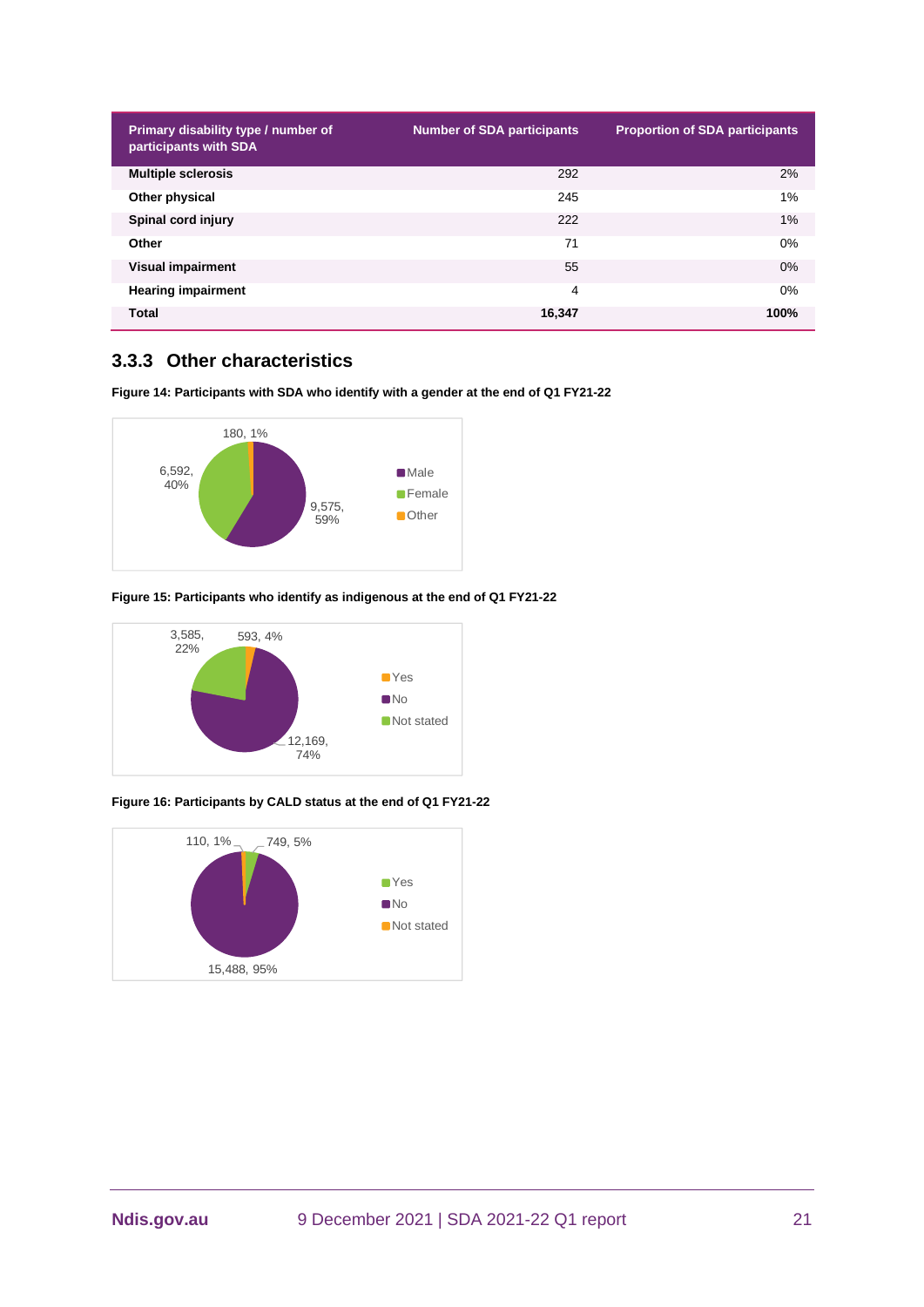| Primary disability type / number of participants with SDA | Number of SDA participants | Proportion of SDA participants |
|---|---|---|
| **Multiple sclerosis** | 292 | 2% |
| **Other physical** | 245 | 1% |
| **Spinal cord injury** | 222 | 1% |
| **Other** | 71 | 0% |
| **Visual impairment** | 55 | 0% |
| **Hearing impairment** | 4 | 0% |
| **Total** | **16,347** | **100%** |

### 3.3.3 Other characteristics

**Figure 14: Participants with SDA who identify with a gender at the end of Q1 FY21-22**

180, 1%
6,592, 40%
9,575, 59%
Male
Female
Other

**Figure 15: Participants who identify as indigenous at the end of Q1 FY21-22**

3,585, 22%
593, 4%
12,169, 74%
Yes
No
Not stated

**Figure 16: Participants by CALD status at the end of Q1 FY21-22**

110, 1%
749, 5%
15,488, 95%
Yes
No
Not stated